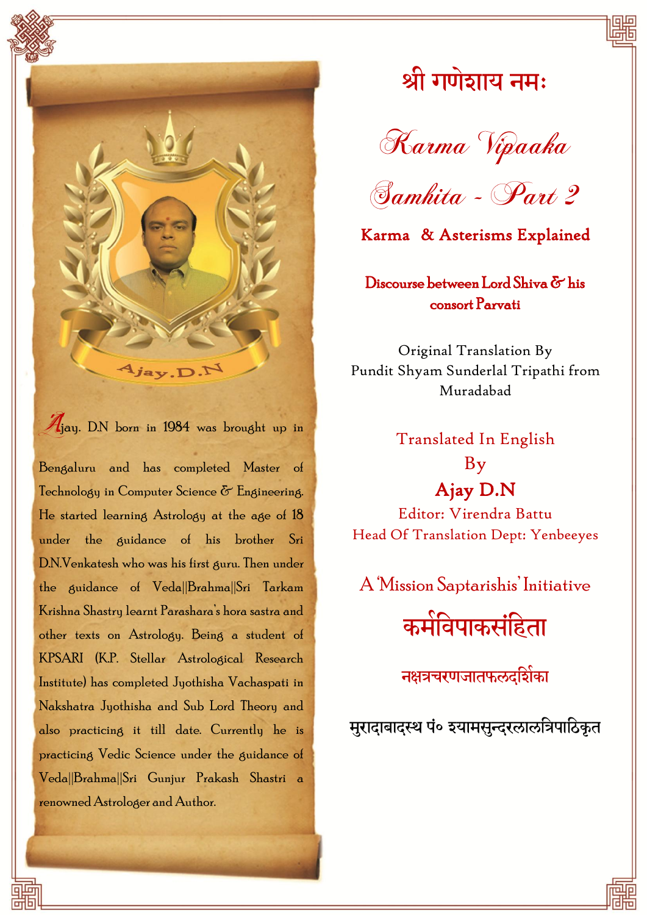# श्री गणेशाय नमः

# Karma Vipaaka Samhita - Part 2

## Karma & Asterisms Explained

**Discourse between Lord Shiva & his consort Parvati**

Original Translation By
Pundit Shyam Sunderlal Tripathi from Muradabad

Translated In English
By
**Ajay D.N**
Editor: Virendra Battu
Head Of Translation Dept: Yenbeeyes

A 'Mission Saptarishis' Initiative

## कर्मविपाकसंहिता

### नक्षत्रचरणजातफलदर्शिका

मुरादाबादस्थ पं० श्यामसुन्दरलालत्रिपाठिकृत

---

Ajay.D.N

Ajay. D.N born in 1984 was brought up in Bengaluru and has completed Master of Technology in Computer Science & Engineering. He started learning Astrology at the age of 18 under the guidance of his brother Sri D.N.Venkatesh who was his first guru. Then under the guidance of Veda||Brahma||Sri Tarkam Krishna Shastry learnt Parashara's hora sastra and other texts on Astrology. Being a student of KPSARI (K.P. Stellar Astrological Research Institute) has completed Jyothisha Vachaspati in Nakshatra Jyothisha and Sub Lord Theory and also practicing it till date. Currently he is practicing Vedic Science under the guidance of Veda||Brahma||Sri Gunjur Prakash Shastri a renowned Astrologer and Author.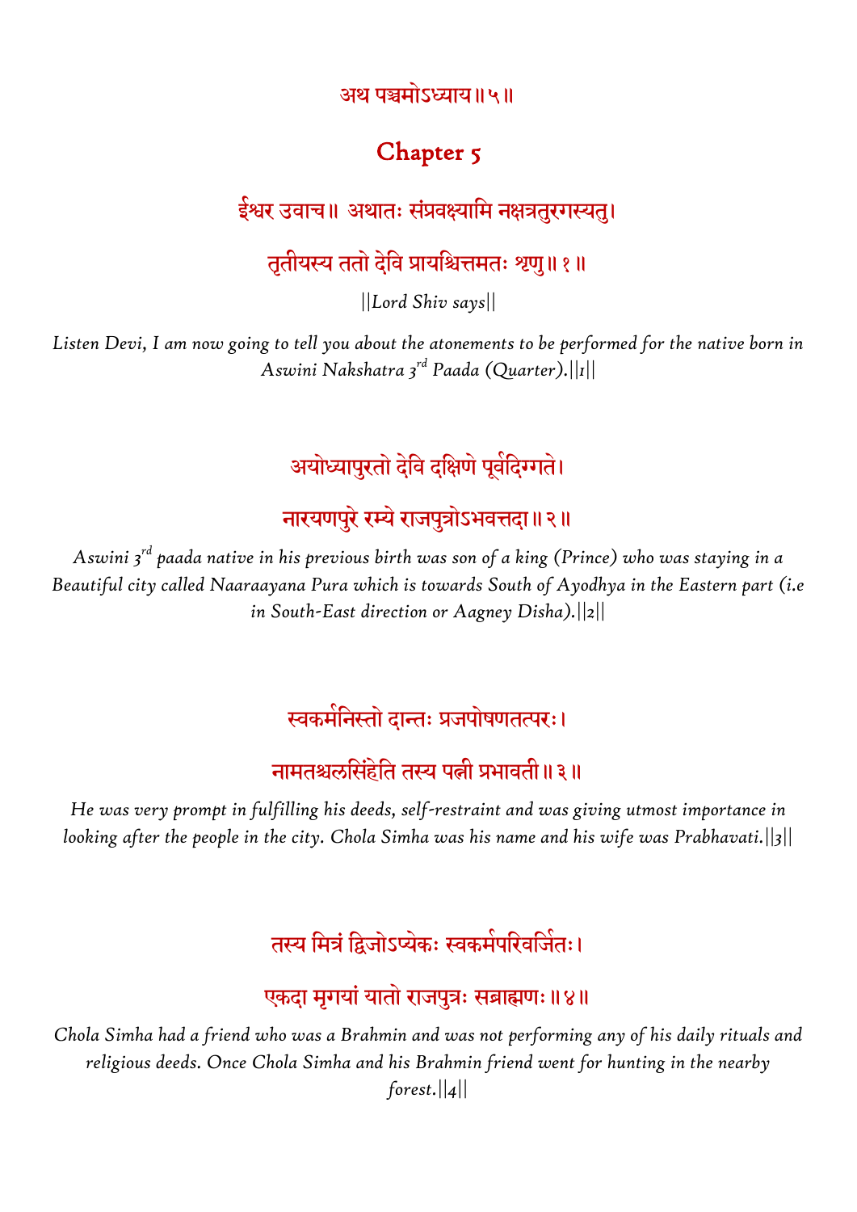अथ पञ्चमोऽध्याय॥५॥

## Chapter 5

ईश्वर उवाच॥ अथातः संप्रवक्ष्यामि नक्षत्रतुरगस्यतु।

तृतीयस्य ततो देवि प्रायश्चित्तमतः शृणु॥ १ ॥

*||Lord Shiv says||*

*Listen Devi, I am now going to tell you about the atonements to be performed for the native born in Aswini Nakshatra 3rd Paada (Quarter).||1||*

अयोध्यापुरतो देवि दक्षिणे पूर्वदिग्गते।

नारयणपुरे रम्ये राजपुत्रोऽभवत्तदा॥ २ ॥

*Aswini 3rd paada native in his previous birth was son of a king (Prince) who was staying in a Beautiful city called Naaraayana Pura which is towards South of Ayodhya in the Eastern part (i.e in South-East direction or Aagney Disha).||2||*

स्वकर्मनिरतो दान्तः प्रजपोषणतत्परः।

नामतश्चलसिंहेति तस्य पत्नी प्रभावती॥ ३ ॥

*He was very prompt in fulfilling his deeds, self-restraint and was giving utmost importance in looking after the people in the city. Chola Simha was his name and his wife was Prabhavati.||3||*

तस्य मित्रं द्विजोऽप्येकः स्वकर्मपरिवर्जितः।

एकदा मृगयां यातो राजपुत्रः सब्राह्मणः॥ ४ ॥

*Chola Simha had a friend who was a Brahmin and was not performing any of his daily rituals and religious deeds. Once Chola Simha and his Brahmin friend went for hunting in the nearby forest.||4||*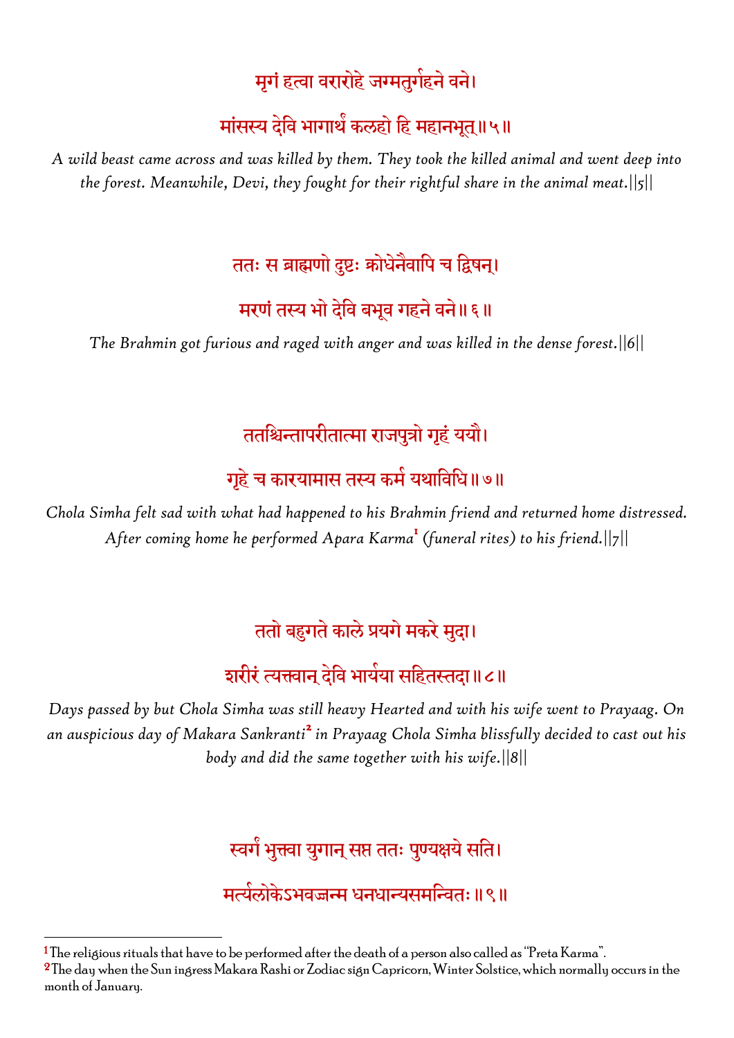मृगं हत्वा वरारोहे जग्मतुर्गहने वने।

मांसस्य देवि भागार्थं कलहो हि महानभूत्॥५॥

*A wild beast came across and was killed by them. They took the killed animal and went deep into the forest. Meanwhile, Devi, they fought for their rightful share in the animal meat.||5||*

ततः स ब्राह्मणो दुष्टः क्रोधेनैवापि च द्विषन्।

मरणं तस्य भो देवि बभूव गहने वने॥६॥

*The Brahmin got furious and raged with anger and was killed in the dense forest.||6||*

ततश्चिन्तापरीतात्मा राजपुत्रो गृहं ययौ।

गृहे च कारयामास तस्य कर्म यथाविधि॥७॥

*Chola Simha felt sad with what had happened to his Brahmin friend and returned home distressed. After coming home he performed Apara Karma*[1] *(funeral rites) to his friend.||7||*

ततो बहुगते काले प्रयगे मकरे मुदा।

शरीरं त्यक्तवान् देवि भार्यया सहितस्तदा॥८॥

*Days passed by but Chola Simha was still heavy Hearted and with his wife went to Prayaag. On an auspicious day of Makara Sankranti*[2] *in Prayaag Chola Simha blissfully decided to cast out his body and did the same together with his wife.||8||*

स्वर्गं भुक्त्वा युगान् सप्त ततः पुण्यक्षये सति।

मर्त्यलोकेऽभवज्जन्म धनधान्यसमन्वितः॥९॥

---

[1] The religious rituals that have to be performed after the death of a person also called as "Preta Karma".

[2] The day when the Sun ingress Makara Rashi or Zodiac sign Capricorn, Winter Solstice, which normally occurs in the month of January.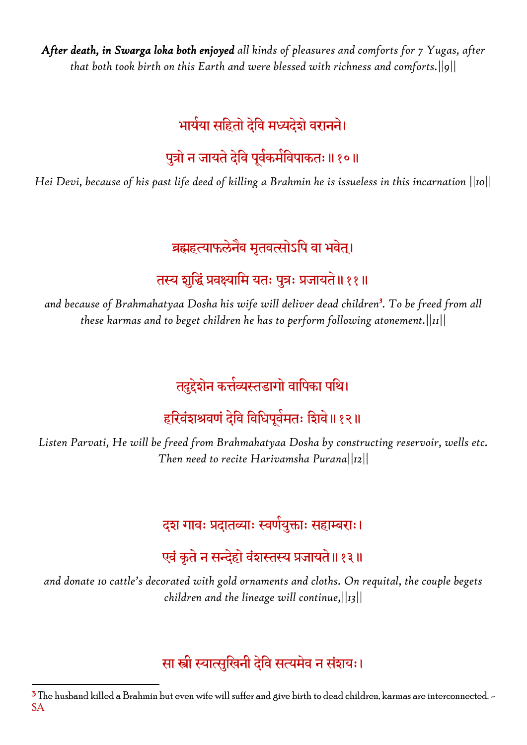***After death, in Swarga loka both enjoyed** all kinds of pleasures and comforts for 7 Yugas, after that both took birth on this Earth and were blessed with richness and comforts.||9||*

भार्यया सहितो देवि मध्यदेशे वरानने।

पुत्रो न जायते देवि पूर्वकर्मविपाकतः॥ १०॥

*Hei Devi, because of his past life deed of killing a Brahmin he is issueless in this incarnation ||10||*

ब्रह्महत्याफलेनैव मृतवत्सोऽपि वा भवेत्।

तस्य शुद्धिं प्रवक्ष्यामि यतः पुत्रः प्रजायते॥ ११॥

*and because of Brahmahatyaa Dosha his wife will deliver dead children[3]. To be freed from all these karmas and to beget children he has to perform following atonement.||11||*

तदुद्देशेन कर्त्तव्यस्तडागो वापिका पथि।

हरिवंशश्रवणं देवि विधिपूर्वमतः शिवे॥ १२॥

*Listen Parvati, He will be freed from Brahmahatyaa Dosha by constructing reservoir, wells etc. Then need to recite Harivamsha Purana||12||*

दश गावः प्रदातव्याः स्वर्णयुक्ताः सहाम्बराः।

एवं कृते न सन्देहो वंशस्तस्य प्रजायते॥ १३॥

*and donate 10 cattle's decorated with gold ornaments and cloths. On requital, the couple begets children and the lineage will continue,||13||*

सा स्त्री स्यात्सुखिनी देवि सत्यमेव न संशयः।

---

[3] The husband killed a Brahmin but even wife will suffer and give birth to dead children, karmas are interconnected. - SA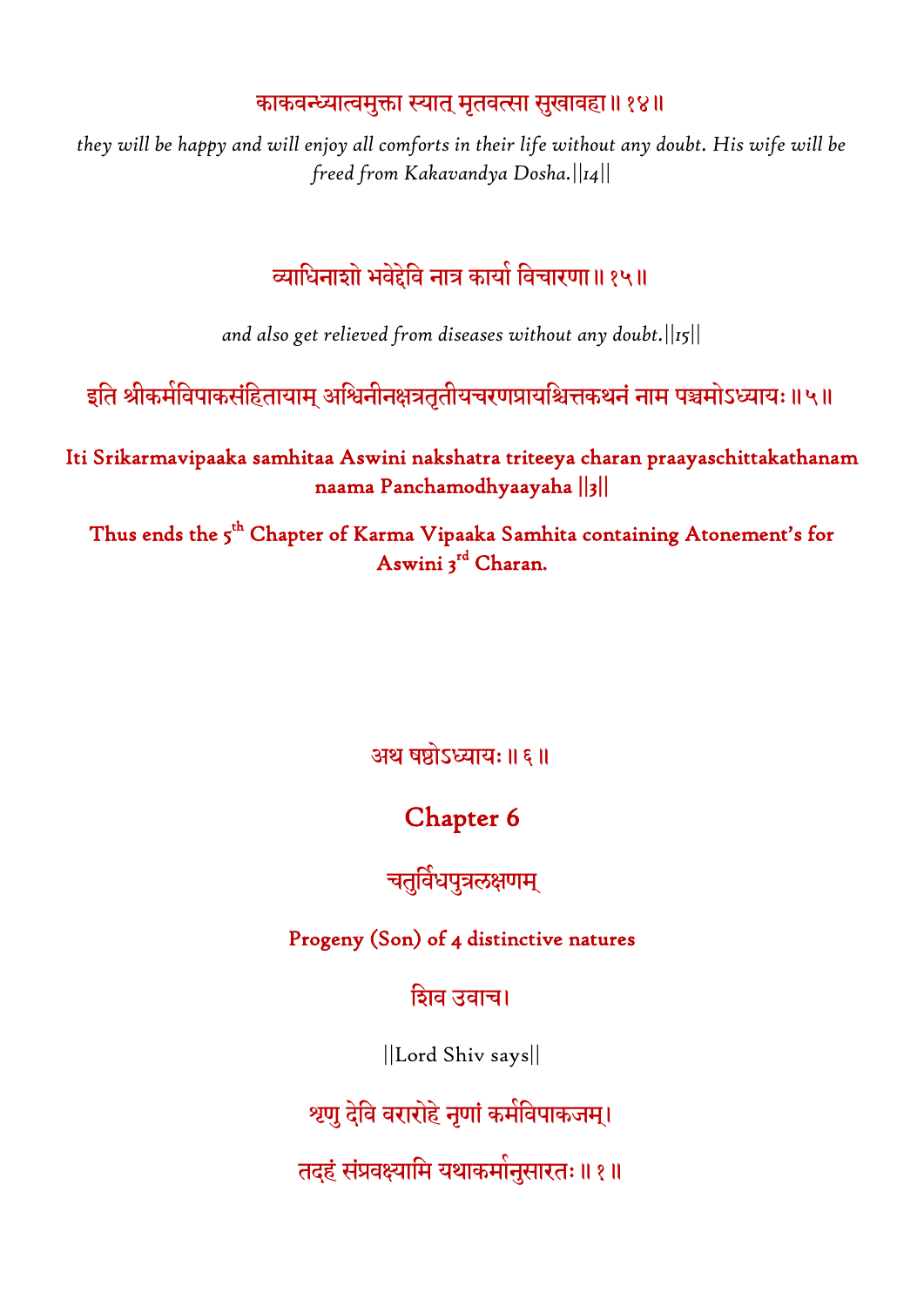काकवन्ध्यात्वमुक्ता स्यात् मृतवत्सा सुखावहा॥ १४॥

*they will be happy and will enjoy all comforts in their life without any doubt. His wife will be freed from Kakavandya Dosha.||14||*

व्याधिनाशो भवेद्देवि नात्र कार्या विचारणा॥ १५॥

*and also get relieved from diseases without any doubt.||15||*

इति श्रीकर्मविपाकसंहितायाम् अश्विनीनक्षत्रतृतीयचरणप्रायश्चित्तकथनं नाम पञ्चमोऽध्यायः॥ ५॥

**Iti Srikarmavipaaka samhitaa Aswini nakshatra triteeya charan praayaschittakathanam naama Panchamodhyaayaha ||3||**

**Thus ends the 5th Chapter of Karma Vipaaka Samhita containing Atonement's for Aswini 3rd Charan.**

अथ षष्ठोऽध्यायः॥ ६॥

## Chapter 6

चतुर्विधपुत्रलक्षणम्

**Progeny (Son) of 4 distinctive natures**

शिव उवाच।

||Lord Shiv says||

श्रृणु देवि वरारोहे नृणां कर्मविपाकजम्।

तदहं संप्रवक्ष्यामि यथाकर्मानुसारतः॥ १॥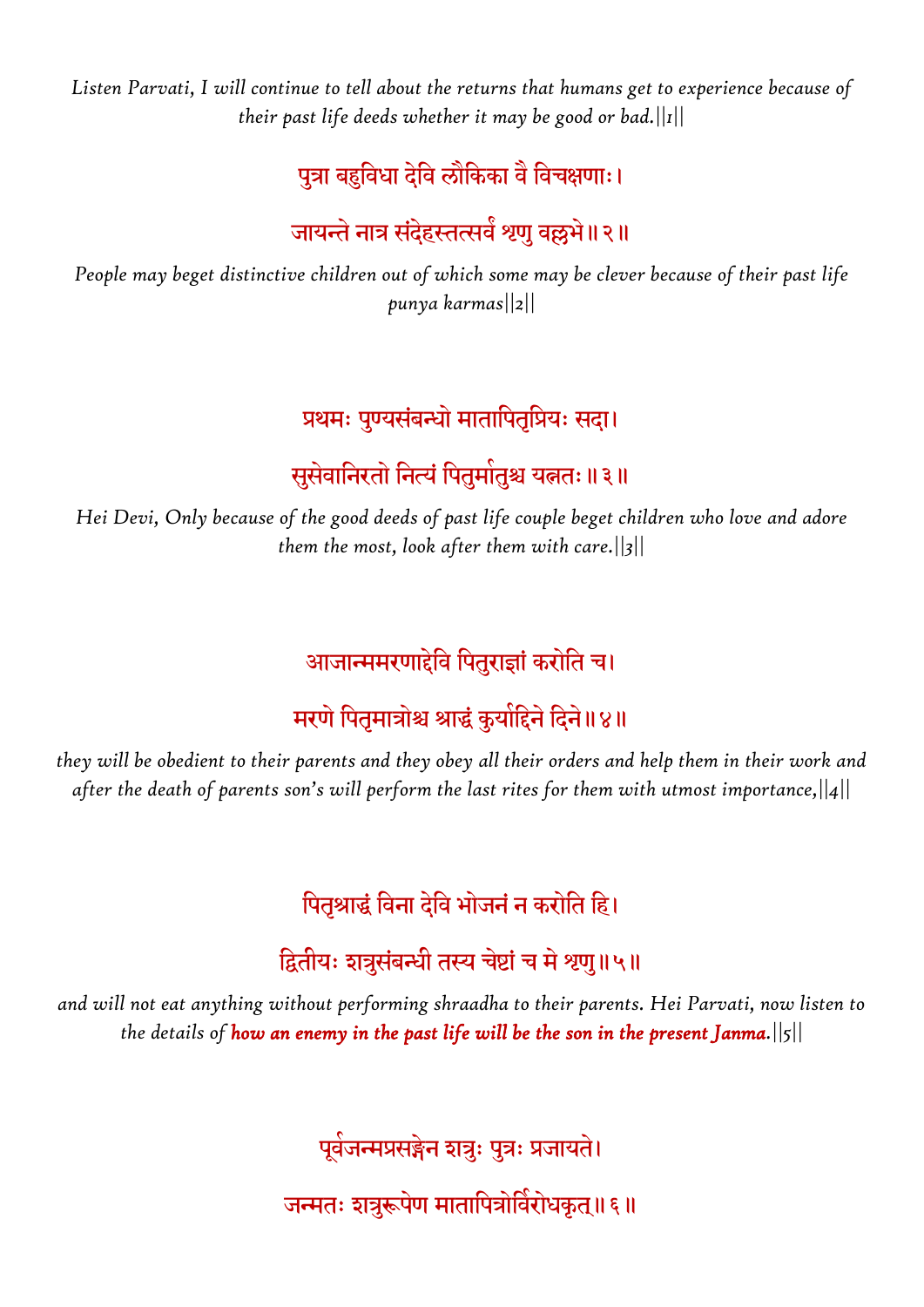*Listen Parvati, I will continue to tell about the returns that humans get to experience because of their past life deeds whether it may be good or bad.||1||*

पुत्रा बहुविधा देवि लौकिका वै विचक्षणाः।

जायन्ते नात्र संदेहस्तत्सर्वं श्रृणु वल्लभे॥२॥

*People may beget distinctive children out of which some may be clever because of their past life punya karmas||2||*

प्रथमः पुण्यसंबन्धो मातापितृप्रियः सदा।

सुसेवानिरतो नित्यं पितुर्मातुश्च यत्नतः॥३॥

*Hei Devi, Only because of the good deeds of past life couple beget children who love and adore them the most, look after them with care.||3||*

आजान्ममरणाद्देवि पितुराज्ञां करोति च।

मरणे पितृमात्रोश्च श्राद्धं कुर्याद्दिने दिने॥४॥

*they will be obedient to their parents and they obey all their orders and help them in their work and after the death of parents son's will perform the last rites for them with utmost importance,||4||*

पितृश्राद्धं विना देवि भोजनं न करोति हि।

द्वितीयः शत्रुसंबन्धी तस्य चेष्टां च मे श्रृणु॥५॥

*and will not eat anything without performing shraadha to their parents. Hei Parvati, now listen to the details of* ***how an enemy in the past life will be the son in the present Janma.****||5||*

पूर्वजन्मप्रसङ्गेन शत्रुः पुत्रः प्रजायते।

जन्मतः शत्रुरूपेण मातापित्रोर्विरोधकृत्॥६॥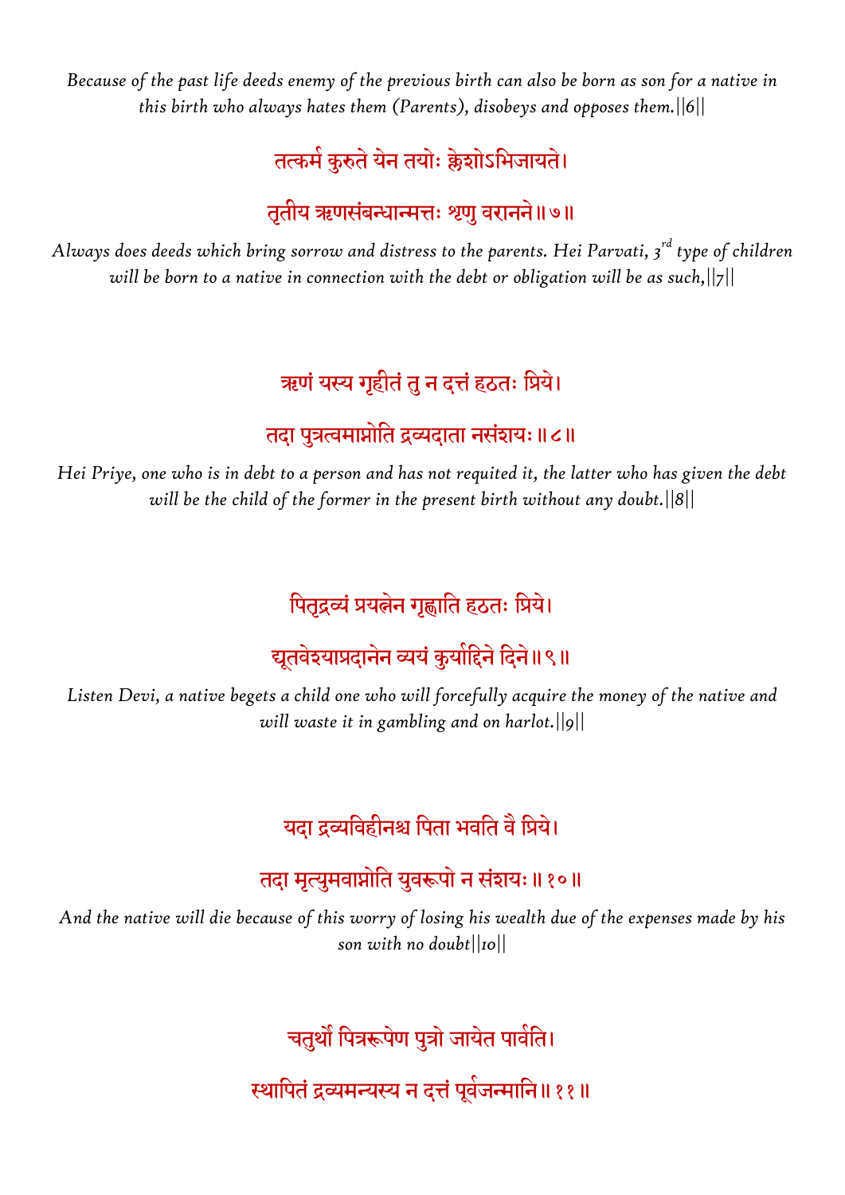*Because of the past life deeds enemy of the previous birth can also be born as son for a native in this birth who always hates them (Parents), disobeys and opposes them.||6||*

तत्कर्म कुरुते येन तयोः क्लेशोऽभिजायते।

तृतीय ऋणसंबन्धान्मत्तः शृणु वरानने॥७॥

*Always does deeds which bring sorrow and distress to the parents. Hei Parvati, 3rd type of children will be born to a native in connection with the debt or obligation will be as such,||7||*

ऋणं यस्य गृहीतं तु न दत्तं हठतः प्रिये।

तदा पुत्रत्वमाप्नोति द्रव्यदाता नसंशयः॥८॥

*Hei Priye, one who is in debt to a person and has not requited it, the latter who has given the debt will be the child of the former in the present birth without any doubt.||8||*

पितृद्रव्यं प्रयत्नेन गृह्णाति हठतः प्रिये।

द्यूतवेश्याप्रदानेन व्ययं कुर्याद्दिने दिने॥९॥

*Listen Devi, a native begets a child one who will forcefully acquire the money of the native and will waste it in gambling and on harlot.||9||*

यदा द्रव्यविहीनश्च पिता भवति वै प्रिये।

तदा मृत्युमवाप्नोति युवरूपो न संशयः॥१०॥

*And the native will die because of this worry of losing his wealth due of the expenses made by his son with no doubt||10||*

चतुर्थो पित्ररूपेण पुत्रो जायेत पार्वति।

स्थापितं द्रव्यमन्यस्य न दत्तं पूर्वजन्मानि॥११॥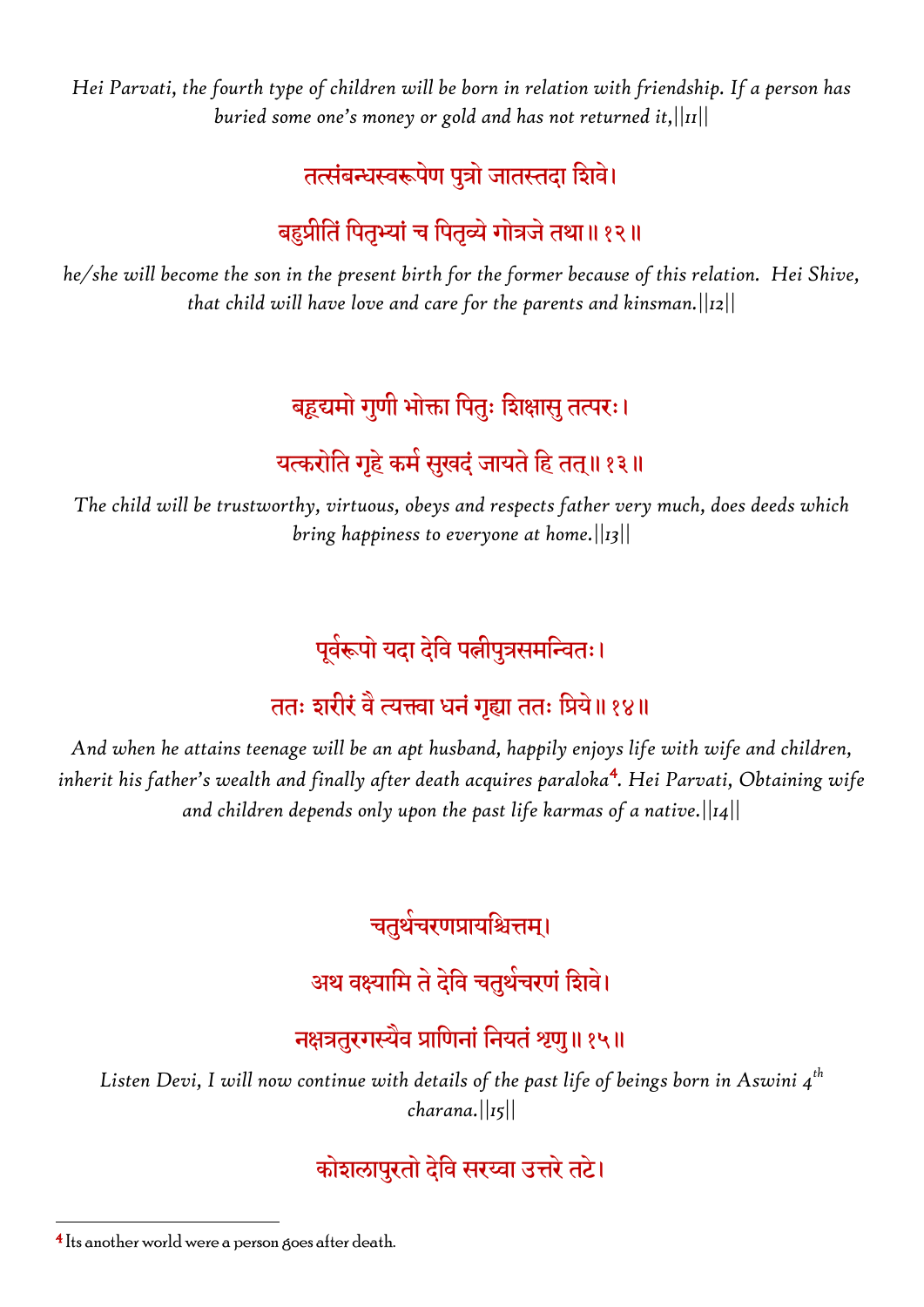*Hei Parvati, the fourth type of children will be born in relation with friendship. If a person has buried some one's money or gold and has not returned it,||11||*

तत्संबन्धस्वरूपेण पुत्रो जातस्तदा शिवे।

बहुप्रीतिं पितृभ्यां च पितृव्ये गोत्रजे तथा॥ १२॥

*he/she will become the son in the present birth for the former because of this relation. Hei Shive, that child will have love and care for the parents and kinsman.||12||*

बह्वुद्यमो गुणी भोक्ता पितुः शिक्षासु तत्परः।

यत्करोति गृहे कर्म सुखदं जायते हि तत्॥ १३॥

*The child will be trustworthy, virtuous, obeys and respects father very much, does deeds which bring happiness to everyone at home.||13||*

पूर्वरूपो यदा देवि पत्नीपुत्रसमन्वितः।

ततः शरीरं वै त्यक्त्वा धनं गृह्या ततः प्रिये॥ १४॥

*And when he attains teenage will be an apt husband, happily enjoys life with wife and children, inherit his father's wealth and finally after death acquires paraloka*[4]*. Hei Parvati, Obtaining wife and children depends only upon the past life karmas of a native.||14||*

चतुर्थचरणप्रायश्चित्तम्।

अथ वक्ष्यामि ते देवि चतुर्थचरणं शिवे।

नक्षत्रतुरगस्यैव प्राणिनां नियतं शृणु॥ १५॥

*Listen Devi, I will now continue with details of the past life of beings born in Aswini 4$^{th}$ charana.||15||*

कोशलापुरतो देवि सरय्वा उत्तरे तटे।

[4] Its another world were a person goes after death.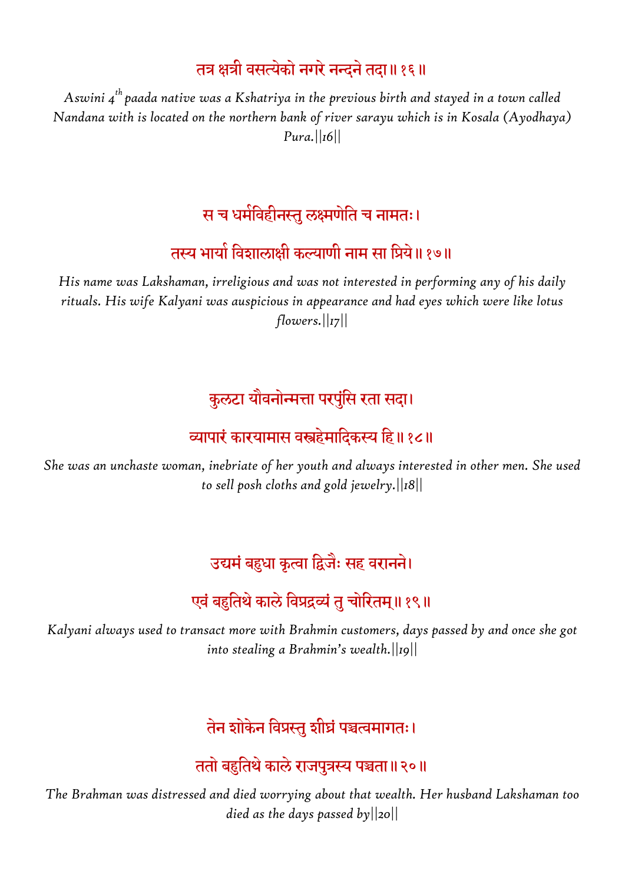तत्र क्षत्री वसत्येको नगरे नन्दने तदा॥ १६ ॥

*Aswini 4$^{th}$ paada native was a Kshatriya in the previous birth and stayed in a town called Nandana with is located on the northern bank of river sarayu which is in Kosala (Ayodhaya) Pura.||16||*

स च धर्मविहीनस्तु लक्ष्मणेति च नामतः।

तस्य भार्या विशालाक्षी कल्याणी नाम सा प्रिये॥ १७॥

*His name was Lakshaman, irreligious and was not interested in performing any of his daily rituals. His wife Kalyani was auspicious in appearance and had eyes which were like lotus flowers.||17||*

कुलटा यौवनोन्मत्ता परपुंसि रता सदा।

व्यापारं कारयामास वस्त्रहेमादिकस्य हि॥ १८॥

*She was an unchaste woman, inebriate of her youth and always interested in other men. She used to sell posh cloths and gold jewelry.||18||*

उद्यमं बहुधा कृत्वा द्विजैः सह वरानने।

एवं बहुतिथे काले विप्रद्रव्यं तु चोरितम्॥ १९॥

*Kalyani always used to transact more with Brahmin customers, days passed by and once she got into stealing a Brahmin's wealth.||19||*

तेन शोकेन विप्रस्तु शीघ्रं पञ्चत्वमागतः।

ततो बहुतिथे काले राजपुत्रस्य पञ्चता॥ २०॥

*The Brahman was distressed and died worrying about that wealth. Her husband Lakshaman too died as the days passed by||20||*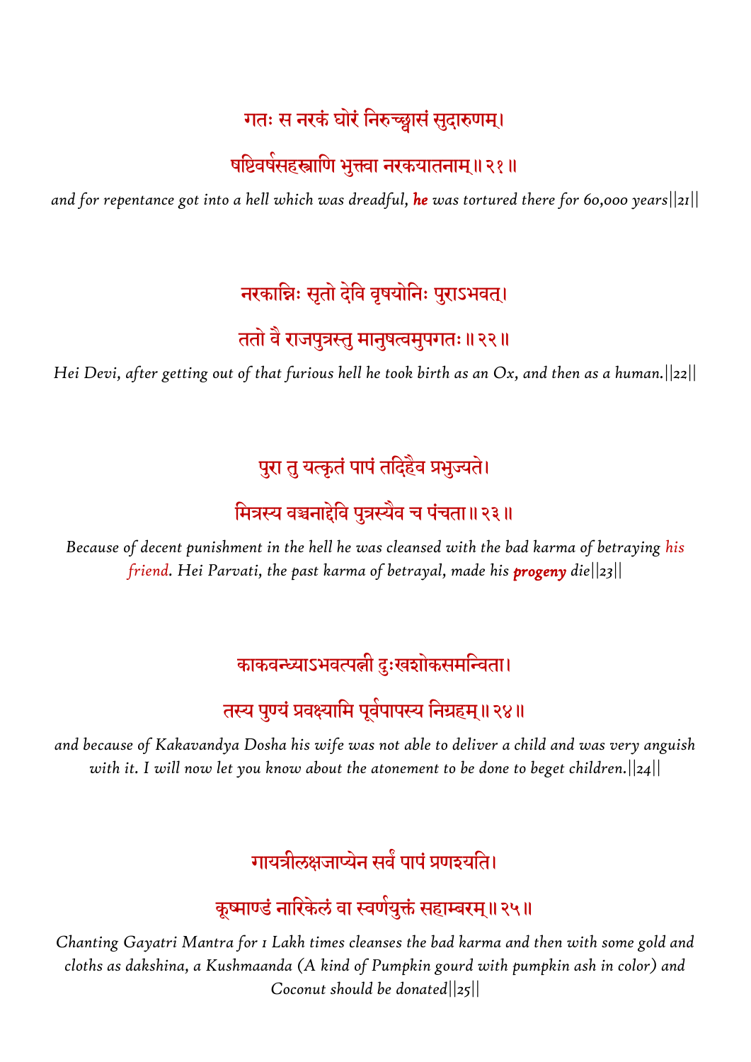गतः स नरकं घोरं निरुच्छ्वासं सुदारुणम्।

षष्टिवर्षसहस्राणि भुक्त्वा नरकयातनाम्॥ २१॥

*and for repentance got into a hell which was dreadful, **he** was tortured there for 60,000 years||21||*

नरकान्निः सृतो देवि वृषयोनिः पुराऽभवत्।

ततो वै राजपुत्रस्तु मानुषत्वमुपगतः॥ २२॥

*Hei Devi, after getting out of that furious hell he took birth as an Ox, and then as a human.||22||*

पुरा तु यत्कृतं पापं तदिहैव प्रभुज्यते।

मित्रस्य वञ्चनाद्देवि पुत्रस्यैव च पंचता॥ २३॥

*Because of decent punishment in the hell he was cleansed with the bad karma of betraying his friend. Hei Parvati, the past karma of betrayal, made his **progeny** die||23||*

काकवन्ध्याऽभवत्पत्नी दुःखशोकसमन्विता।

तस्य पुण्यं प्रवक्ष्यामि पूर्वपापस्य निग्रहम्॥ २४॥

*and because of Kakavandya Dosha his wife was not able to deliver a child and was very anguish with it. I will now let you know about the atonement to be done to beget children.||24||*

गायत्रीलक्षजाप्येन सर्वं पापं प्रणश्यति।

कूष्माण्डं नारिकेलं वा स्वर्णयुक्तं सहाम्बरम्॥ २५॥

*Chanting Gayatri Mantra for 1 Lakh times cleanses the bad karma and then with some gold and cloths as dakshina, a Kushmaanda (A kind of Pumpkin gourd with pumpkin ash in color) and Coconut should be donated||25||*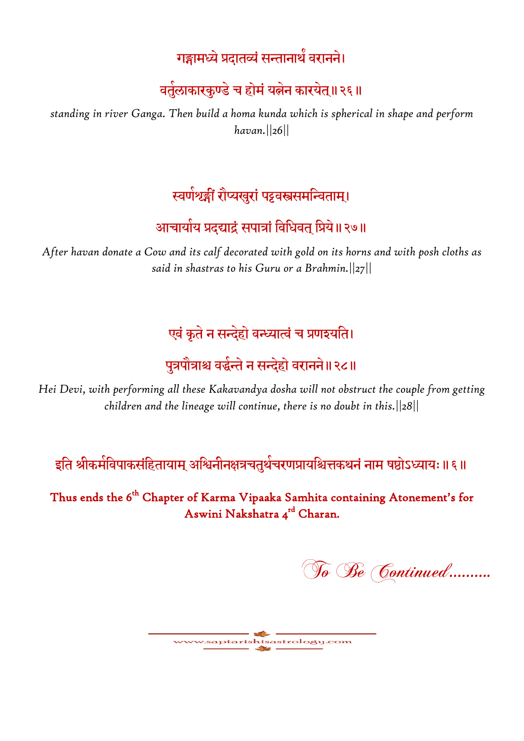गङ्गामध्ये प्रदातव्यं सन्तानार्थं वरानने।

वर्तुलाकारकुण्डे च होमं यत्नेन कारयेत्॥ २६ ॥

*standing in river Ganga. Then build a homa kunda which is spherical in shape and perform havan.||26||*

स्वर्णशृङ्गीं रौप्यखुरां पट्टवस्त्रसमन्विताम्।

आचार्याय प्रदद्याद्गं सपात्रां विधिवत् प्रिये॥ २७॥

*After havan donate a Cow and its calf decorated with gold on its horns and with posh cloths as said in shastras to his Guru or a Brahmin.||27||*

एवं कृते न सन्देहो वन्ध्यात्वं च प्रणश्यति।

पुत्रपौत्राश्च वर्द्धन्ते न सन्देहो वरानने॥ २८॥

*Hei Devi, with performing all these Kakavandya dosha will not obstruct the couple from getting children and the lineage will continue, there is no doubt in this.||28||*

इति श्रीकर्मविपाकसंहितायाम् अश्विनीनक्षत्रचतुर्थचरणप्रायश्चित्तकथनं नाम षष्ठोऽध्यायः॥ ६ ॥

**Thus ends the 6th Chapter of Karma Vipaaka Samhita containing Atonement's for Aswini Nakshatra 4rd Charan.**

*To Be Continued..........*